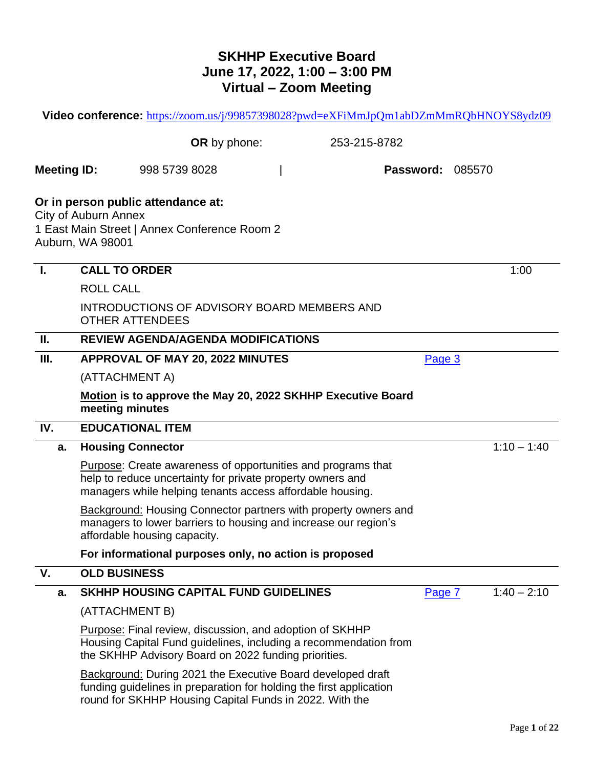# SKHHP Executive Board
# June 17, 2022, 1:00 – 3:00 PM
# Virtual – Zoom Meeting

**Video conference:** https://zoom.us/j/99857398028?pwd=eXFiMmJpQm1abDZmMmRQbHNOYS8ydz09

**OR** by phone: 253-215-8782

**Meeting ID:** 998 5739 8028 | **Password:** 085570

**Or in person public attendance at:**
City of Auburn Annex
1 East Main Street | Annex Conference Room 2
Auburn, WA 98001

| | | | |
|---|---|---|---|
| **I.** | **CALL TO ORDER** | | 1:00 |
| | ROLL CALL | | |
| | INTRODUCTIONS OF ADVISORY BOARD MEMBERS AND OTHER ATTENDEES | | |
| **II.** | **REVIEW AGENDA/AGENDA MODIFICATIONS** | | |
| **III.** | **APPROVAL OF MAY 20, 2022 MINUTES** | Page 3 | |
| | (ATTACHMENT A) | | |
| | **Motion is to approve the May 20, 2022 SKHHP Executive Board meeting minutes** | | |
| **IV.** | **EDUCATIONAL ITEM** | | |
| **a.** | **Housing Connector** | | 1:10 – 1:40 |
| | Purpose: Create awareness of opportunities and programs that help to reduce uncertainty for private property owners and managers while helping tenants access affordable housing. | | |
| | Background: Housing Connector partners with property owners and managers to lower barriers to housing and increase our region's affordable housing capacity. | | |
| | **For informational purposes only, no action is proposed** | | |
| **V.** | **OLD BUSINESS** | | |
| **a.** | **SKHHP HOUSING CAPITAL FUND GUIDELINES** | Page 7 | 1:40 – 2:10 |
| | (ATTACHMENT B) | | |
| | Purpose: Final review, discussion, and adoption of SKHHP Housing Capital Fund guidelines, including a recommendation from the SKHHP Advisory Board on 2022 funding priorities. | | |
| | Background: During 2021 the Executive Board developed draft funding guidelines in preparation for holding the first application round for SKHHP Housing Capital Funds in 2022. With the | | |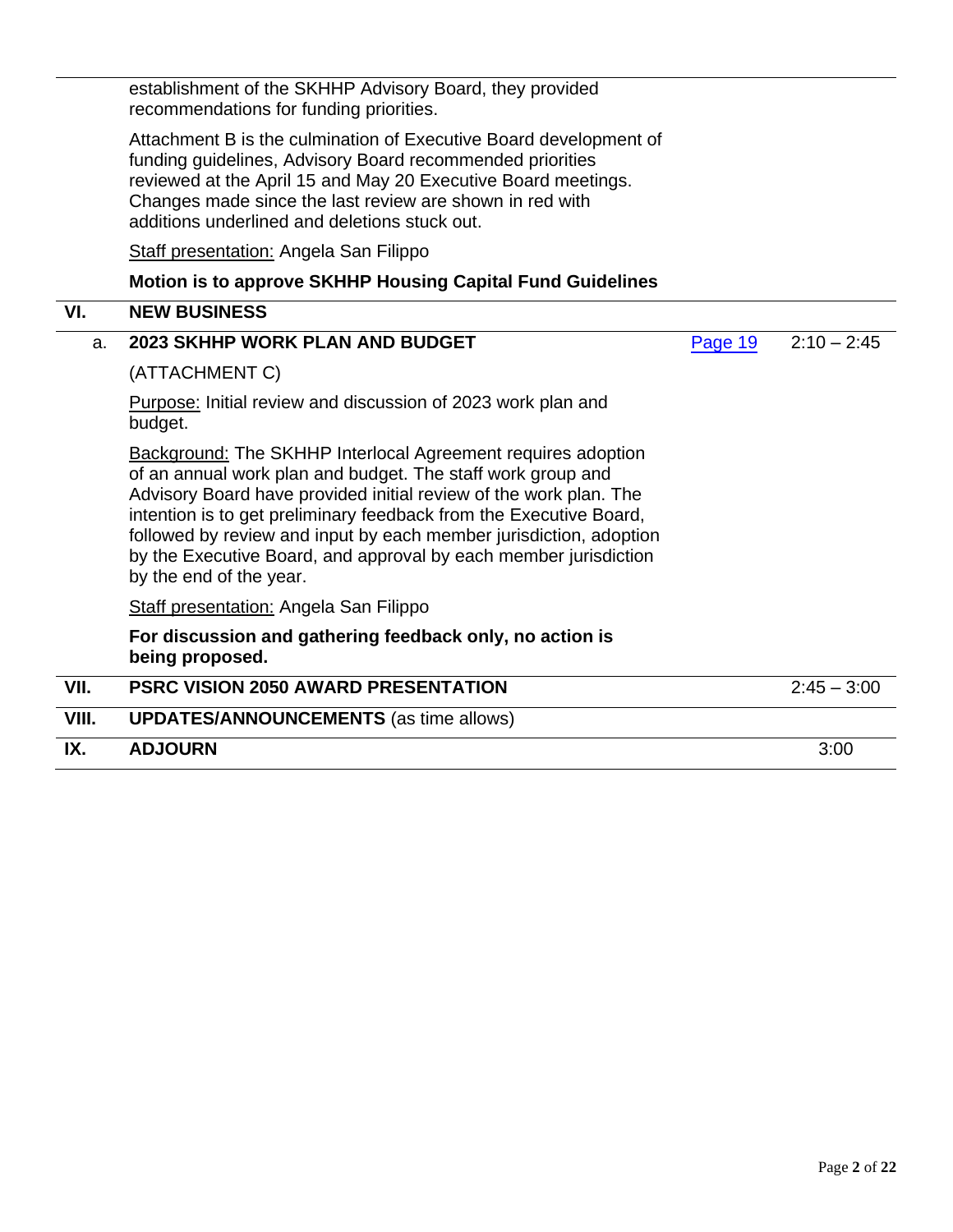establishment of the SKHHP Advisory Board, they provided recommendations for funding priorities.

Attachment B is the culmination of Executive Board development of funding guidelines, Advisory Board recommended priorities reviewed at the April 15 and May 20 Executive Board meetings. Changes made since the last review are shown in red with additions underlined and deletions stuck out.

Staff presentation: Angela San Filippo

**Motion is to approve SKHHP Housing Capital Fund Guidelines**

## VI. NEW BUSINESS

### a. 2023 SKHHP WORK PLAN AND BUDGET — Page 19 — 2:10 – 2:45

(ATTACHMENT C)

Purpose: Initial review and discussion of 2023 work plan and budget.

Background: The SKHHP Interlocal Agreement requires adoption of an annual work plan and budget. The staff work group and Advisory Board have provided initial review of the work plan. The intention is to get preliminary feedback from the Executive Board, followed by review and input by each member jurisdiction, adoption by the Executive Board, and approval by each member jurisdiction by the end of the year.

Staff presentation: Angela San Filippo

**For discussion and gathering feedback only, no action is being proposed.**

## VII. PSRC VISION 2050 AWARD PRESENTATION — 2:45 – 3:00

## VIII. UPDATES/ANNOUNCEMENTS (as time allows)

## IX. ADJOURN — 3:00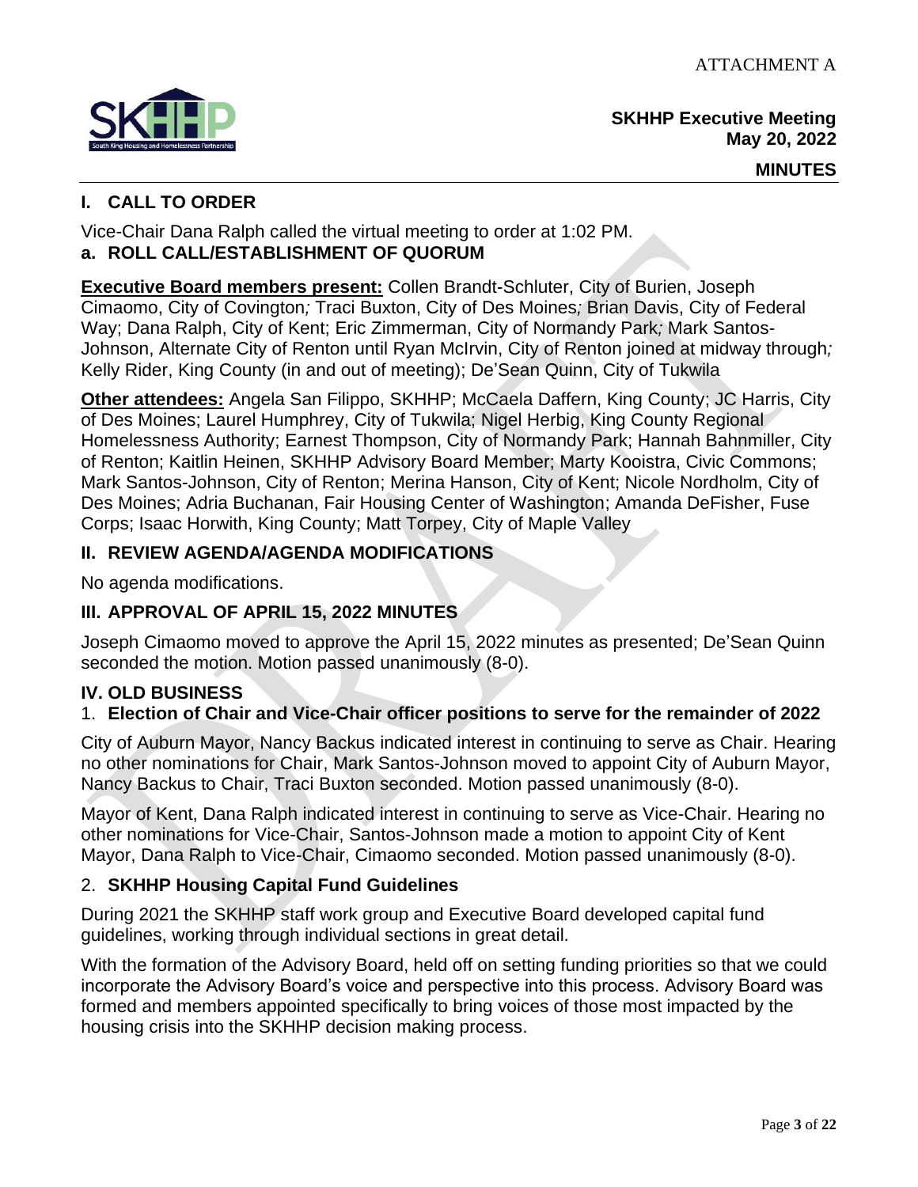ATTACHMENT A

**SKHHP Executive Meeting**
**May 20, 2022**

**MINUTES**

## I. CALL TO ORDER

Vice-Chair Dana Ralph called the virtual meeting to order at 1:02 PM.

### a. ROLL CALL/ESTABLISHMENT OF QUORUM

**Executive Board members present:** Collen Brandt-Schluter, City of Burien, Joseph Cimaomo, City of Covington*;* Traci Buxton, City of Des Moines*;* Brian Davis, City of Federal Way; Dana Ralph, City of Kent; Eric Zimmerman, City of Normandy Park*;* Mark Santos-Johnson, Alternate City of Renton until Ryan McIrvin, City of Renton joined at midway through*;* Kelly Rider, King County (in and out of meeting); De'Sean Quinn, City of Tukwila

**Other attendees:** Angela San Filippo, SKHHP; McCaela Daffern, King County; JC Harris, City of Des Moines; Laurel Humphrey, City of Tukwila; Nigel Herbig, King County Regional Homelessness Authority; Earnest Thompson, City of Normandy Park; Hannah Bahnmiller, City of Renton; Kaitlin Heinen, SKHHP Advisory Board Member; Marty Kooistra, Civic Commons; Mark Santos-Johnson, City of Renton; Merina Hanson, City of Kent; Nicole Nordholm, City of Des Moines; Adria Buchanan, Fair Housing Center of Washington; Amanda DeFisher, Fuse Corps; Isaac Horwith, King County; Matt Torpey, City of Maple Valley

## II. REVIEW AGENDA/AGENDA MODIFICATIONS

No agenda modifications.

## III. APPROVAL OF APRIL 15, 2022 MINUTES

Joseph Cimaomo moved to approve the April 15, 2022 minutes as presented; De'Sean Quinn seconded the motion. Motion passed unanimously (8-0).

## IV. OLD BUSINESS

1. **Election of Chair and Vice-Chair officer positions to serve for the remainder of 2022**

City of Auburn Mayor, Nancy Backus indicated interest in continuing to serve as Chair. Hearing no other nominations for Chair, Mark Santos-Johnson moved to appoint City of Auburn Mayor, Nancy Backus to Chair, Traci Buxton seconded. Motion passed unanimously (8-0).

Mayor of Kent, Dana Ralph indicated interest in continuing to serve as Vice-Chair. Hearing no other nominations for Vice-Chair, Santos-Johnson made a motion to appoint City of Kent Mayor, Dana Ralph to Vice-Chair, Cimaomo seconded. Motion passed unanimously (8-0).

2. **SKHHP Housing Capital Fund Guidelines**

During 2021 the SKHHP staff work group and Executive Board developed capital fund guidelines, working through individual sections in great detail.

With the formation of the Advisory Board, held off on setting funding priorities so that we could incorporate the Advisory Board's voice and perspective into this process. Advisory Board was formed and members appointed specifically to bring voices of those most impacted by the housing crisis into the SKHHP decision making process.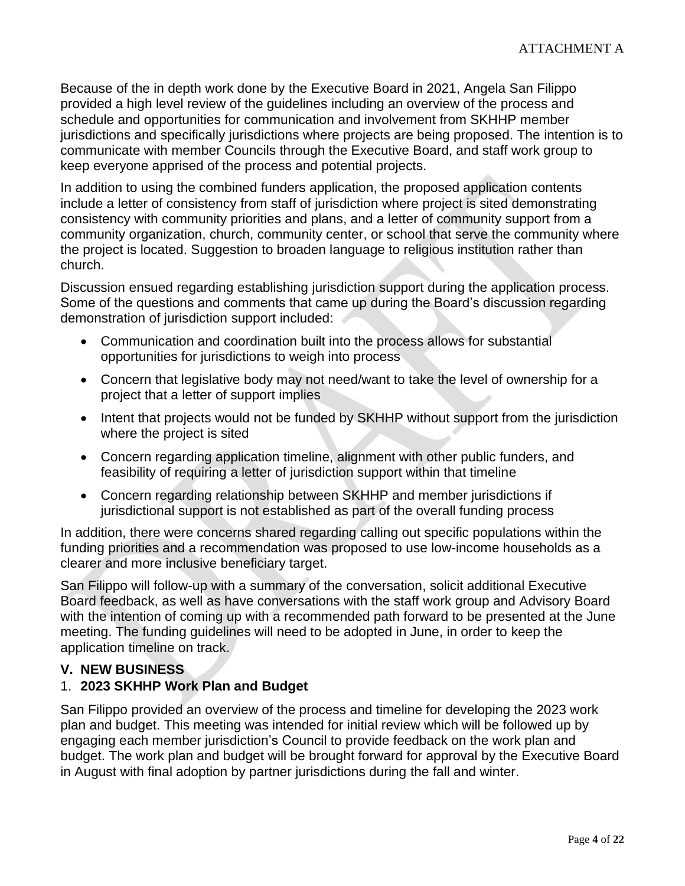Because of the in depth work done by the Executive Board in 2021, Angela San Filippo provided a high level review of the guidelines including an overview of the process and schedule and opportunities for communication and involvement from SKHHP member jurisdictions and specifically jurisdictions where projects are being proposed. The intention is to communicate with member Councils through the Executive Board, and staff work group to keep everyone apprised of the process and potential projects.

In addition to using the combined funders application, the proposed application contents include a letter of consistency from staff of jurisdiction where project is sited demonstrating consistency with community priorities and plans, and a letter of community support from a community organization, church, community center, or school that serve the community where the project is located. Suggestion to broaden language to religious institution rather than church.

Discussion ensued regarding establishing jurisdiction support during the application process. Some of the questions and comments that came up during the Board's discussion regarding demonstration of jurisdiction support included:

- Communication and coordination built into the process allows for substantial opportunities for jurisdictions to weigh into process
- Concern that legislative body may not need/want to take the level of ownership for a project that a letter of support implies
- Intent that projects would not be funded by SKHHP without support from the jurisdiction where the project is sited
- Concern regarding application timeline, alignment with other public funders, and feasibility of requiring a letter of jurisdiction support within that timeline
- Concern regarding relationship between SKHHP and member jurisdictions if jurisdictional support is not established as part of the overall funding process

In addition, there were concerns shared regarding calling out specific populations within the funding priorities and a recommendation was proposed to use low-income households as a clearer and more inclusive beneficiary target.

San Filippo will follow-up with a summary of the conversation, solicit additional Executive Board feedback, as well as have conversations with the staff work group and Advisory Board with the intention of coming up with a recommended path forward to be presented at the June meeting. The funding guidelines will need to be adopted in June, in order to keep the application timeline on track.

## V. NEW BUSINESS

### 1. 2023 SKHHP Work Plan and Budget

San Filippo provided an overview of the process and timeline for developing the 2023 work plan and budget. This meeting was intended for initial review which will be followed up by engaging each member jurisdiction's Council to provide feedback on the work plan and budget. The work plan and budget will be brought forward for approval by the Executive Board in August with final adoption by partner jurisdictions during the fall and winter.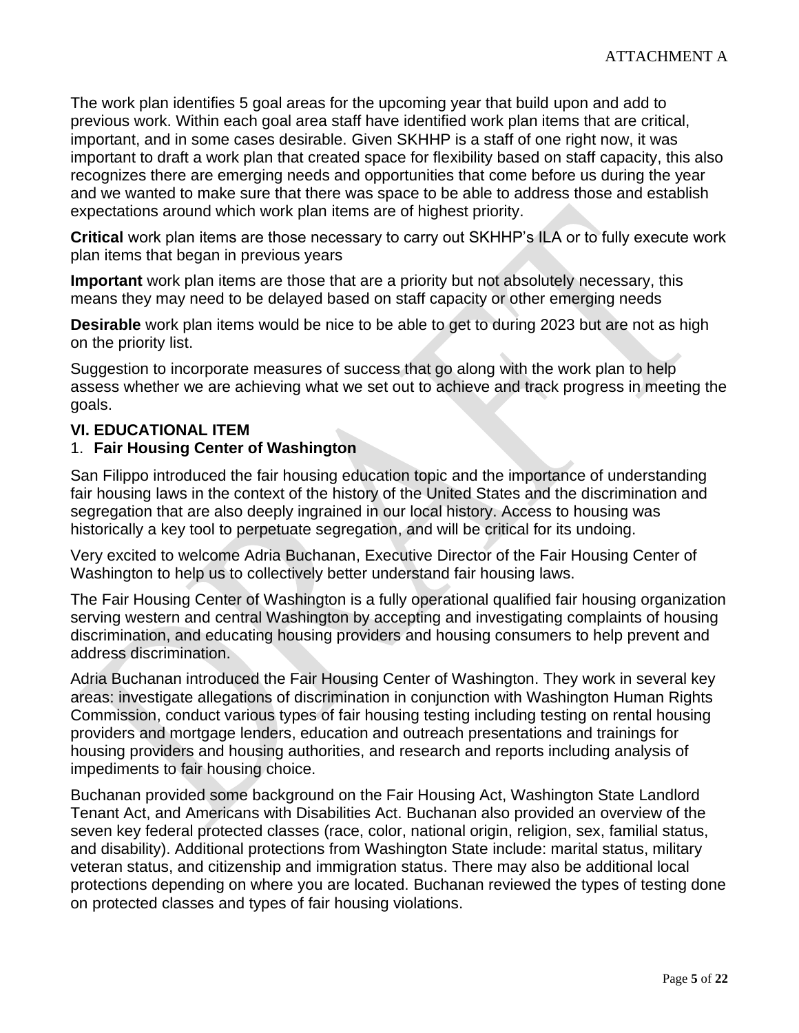The work plan identifies 5 goal areas for the upcoming year that build upon and add to previous work. Within each goal area staff have identified work plan items that are critical, important, and in some cases desirable. Given SKHHP is a staff of one right now, it was important to draft a work plan that created space for flexibility based on staff capacity, this also recognizes there are emerging needs and opportunities that come before us during the year and we wanted to make sure that there was space to be able to address those and establish expectations around which work plan items are of highest priority.

**Critical** work plan items are those necessary to carry out SKHHP's ILA or to fully execute work plan items that began in previous years

**Important** work plan items are those that are a priority but not absolutely necessary, this means they may need to be delayed based on staff capacity or other emerging needs

**Desirable** work plan items would be nice to be able to get to during 2023 but are not as high on the priority list.

Suggestion to incorporate measures of success that go along with the work plan to help assess whether we are achieving what we set out to achieve and track progress in meeting the goals.

## VI. EDUCATIONAL ITEM

1. **Fair Housing Center of Washington**

San Filippo introduced the fair housing education topic and the importance of understanding fair housing laws in the context of the history of the United States and the discrimination and segregation that are also deeply ingrained in our local history. Access to housing was historically a key tool to perpetuate segregation, and will be critical for its undoing.

Very excited to welcome Adria Buchanan, Executive Director of the Fair Housing Center of Washington to help us to collectively better understand fair housing laws.

The Fair Housing Center of Washington is a fully operational qualified fair housing organization serving western and central Washington by accepting and investigating complaints of housing discrimination, and educating housing providers and housing consumers to help prevent and address discrimination.

Adria Buchanan introduced the Fair Housing Center of Washington. They work in several key areas: investigate allegations of discrimination in conjunction with Washington Human Rights Commission, conduct various types of fair housing testing including testing on rental housing providers and mortgage lenders, education and outreach presentations and trainings for housing providers and housing authorities, and research and reports including analysis of impediments to fair housing choice.

Buchanan provided some background on the Fair Housing Act, Washington State Landlord Tenant Act, and Americans with Disabilities Act. Buchanan also provided an overview of the seven key federal protected classes (race, color, national origin, religion, sex, familial status, and disability). Additional protections from Washington State include: marital status, military veteran status, and citizenship and immigration status. There may also be additional local protections depending on where you are located. Buchanan reviewed the types of testing done on protected classes and types of fair housing violations.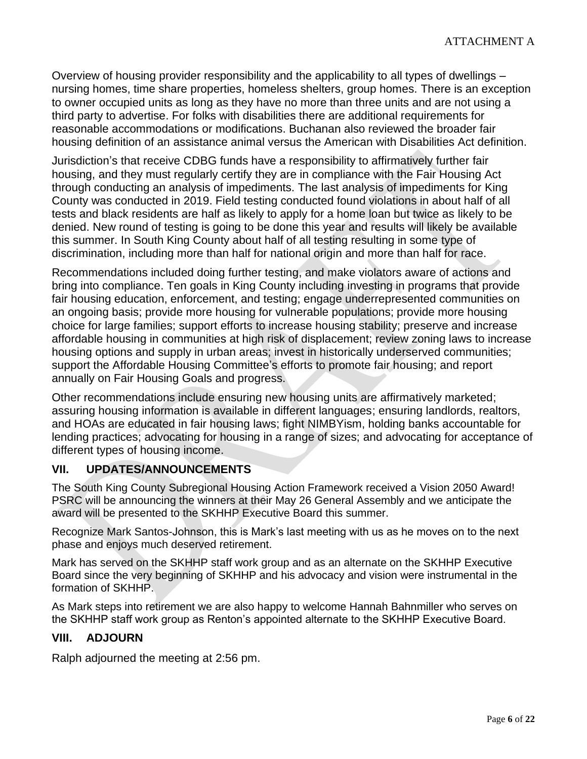Overview of housing provider responsibility and the applicability to all types of dwellings – nursing homes, time share properties, homeless shelters, group homes. There is an exception to owner occupied units as long as they have no more than three units and are not using a third party to advertise. For folks with disabilities there are additional requirements for reasonable accommodations or modifications. Buchanan also reviewed the broader fair housing definition of an assistance animal versus the American with Disabilities Act definition.

Jurisdiction's that receive CDBG funds have a responsibility to affirmatively further fair housing, and they must regularly certify they are in compliance with the Fair Housing Act through conducting an analysis of impediments. The last analysis of impediments for King County was conducted in 2019. Field testing conducted found violations in about half of all tests and black residents are half as likely to apply for a home loan but twice as likely to be denied. New round of testing is going to be done this year and results will likely be available this summer. In South King County about half of all testing resulting in some type of discrimination, including more than half for national origin and more than half for race.

Recommendations included doing further testing, and make violators aware of actions and bring into compliance. Ten goals in King County including investing in programs that provide fair housing education, enforcement, and testing; engage underrepresented communities on an ongoing basis; provide more housing for vulnerable populations; provide more housing choice for large families; support efforts to increase housing stability; preserve and increase affordable housing in communities at high risk of displacement; review zoning laws to increase housing options and supply in urban areas; invest in historically underserved communities; support the Affordable Housing Committee's efforts to promote fair housing; and report annually on Fair Housing Goals and progress.

Other recommendations include ensuring new housing units are affirmatively marketed; assuring housing information is available in different languages; ensuring landlords, realtors, and HOAs are educated in fair housing laws; fight NIMBYism, holding banks accountable for lending practices; advocating for housing in a range of sizes; and advocating for acceptance of different types of housing income.

## VII. UPDATES/ANNOUNCEMENTS

The South King County Subregional Housing Action Framework received a Vision 2050 Award! PSRC will be announcing the winners at their May 26 General Assembly and we anticipate the award will be presented to the SKHHP Executive Board this summer.

Recognize Mark Santos-Johnson, this is Mark's last meeting with us as he moves on to the next phase and enjoys much deserved retirement.

Mark has served on the SKHHP staff work group and as an alternate on the SKHHP Executive Board since the very beginning of SKHHP and his advocacy and vision were instrumental in the formation of SKHHP.

As Mark steps into retirement we are also happy to welcome Hannah Bahnmiller who serves on the SKHHP staff work group as Renton's appointed alternate to the SKHHP Executive Board.

## VIII. ADJOURN

Ralph adjourned the meeting at 2:56 pm.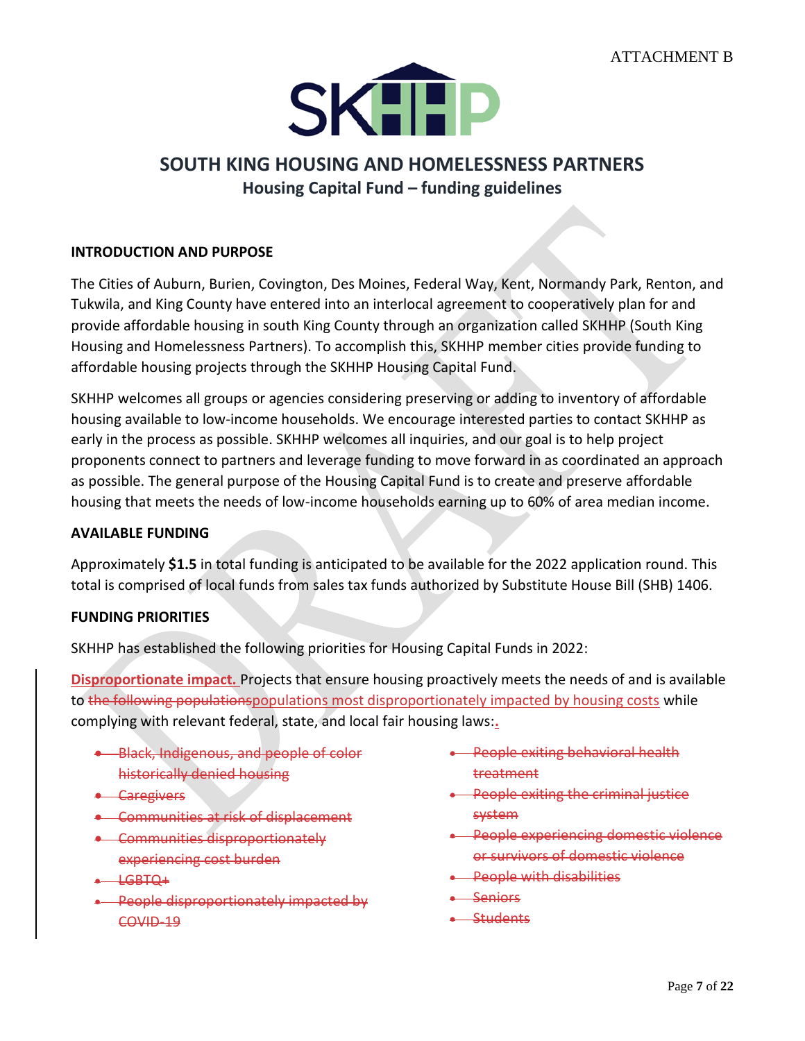ATTACHMENT B

# SOUTH KING HOUSING AND HOMELESSNESS PARTNERS

## Housing Capital Fund – funding guidelines

### INTRODUCTION AND PURPOSE

The Cities of Auburn, Burien, Covington, Des Moines, Federal Way, Kent, Normandy Park, Renton, and Tukwila, and King County have entered into an interlocal agreement to cooperatively plan for and provide affordable housing in south King County through an organization called SKHHP (South King Housing and Homelessness Partners). To accomplish this, SKHHP member cities provide funding to affordable housing projects through the SKHHP Housing Capital Fund.

SKHHP welcomes all groups or agencies considering preserving or adding to inventory of affordable housing available to low-income households. We encourage interested parties to contact SKHHP as early in the process as possible. SKHHP welcomes all inquiries, and our goal is to help project proponents connect to partners and leverage funding to move forward in as coordinated an approach as possible. The general purpose of the Housing Capital Fund is to create and preserve affordable housing that meets the needs of low-income households earning up to 60% of area median income.

### AVAILABLE FUNDING

Approximately **$1.5** in total funding is anticipated to be available for the 2022 application round. This total is comprised of local funds from sales tax funds authorized by Substitute House Bill (SHB) 1406.

### FUNDING PRIORITIES

SKHHP has established the following priorities for Housing Capital Funds in 2022:

**Disproportionate impact.** Projects that ensure housing proactively meets the needs of and is available to ~~the following populations~~populations most disproportionately impacted by housing costs while complying with relevant federal, state, and local fair housing laws:**.**

- ~~Black, Indigenous, and people of color historically denied housing~~
- ~~Caregivers~~
- ~~Communities at risk of displacement~~
- ~~Communities disproportionately experiencing cost burden~~
- ~~LGBTQ+~~
- ~~People disproportionately impacted by COVID-19~~
- ~~People exiting behavioral health treatment~~
- ~~People exiting the criminal justice system~~
- ~~People experiencing domestic violence or survivors of domestic violence~~
- ~~People with disabilities~~
- ~~Seniors~~
- ~~Students~~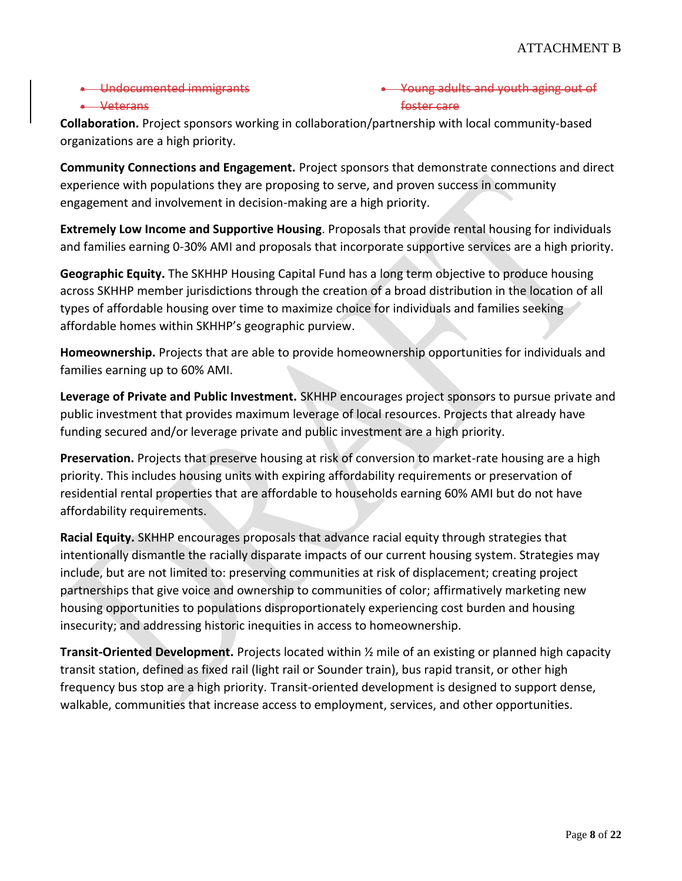- ~~Undocumented immigrants~~
- ~~Veterans~~
- ~~Young adults and youth aging out of foster care~~

**Collaboration.** Project sponsors working in collaboration/partnership with local community-based organizations are a high priority.

**Community Connections and Engagement.** Project sponsors that demonstrate connections and direct experience with populations they are proposing to serve, and proven success in community engagement and involvement in decision-making are a high priority.

**Extremely Low Income and Supportive Housing**. Proposals that provide rental housing for individuals and families earning 0-30% AMI and proposals that incorporate supportive services are a high priority.

**Geographic Equity.** The SKHHP Housing Capital Fund has a long term objective to produce housing across SKHHP member jurisdictions through the creation of a broad distribution in the location of all types of affordable housing over time to maximize choice for individuals and families seeking affordable homes within SKHHP's geographic purview.

**Homeownership.** Projects that are able to provide homeownership opportunities for individuals and families earning up to 60% AMI.

**Leverage of Private and Public Investment.** SKHHP encourages project sponsors to pursue private and public investment that provides maximum leverage of local resources. Projects that already have funding secured and/or leverage private and public investment are a high priority.

**Preservation.** Projects that preserve housing at risk of conversion to market-rate housing are a high priority. This includes housing units with expiring affordability requirements or preservation of residential rental properties that are affordable to households earning 60% AMI but do not have affordability requirements.

**Racial Equity.** SKHHP encourages proposals that advance racial equity through strategies that intentionally dismantle the racially disparate impacts of our current housing system. Strategies may include, but are not limited to: preserving communities at risk of displacement; creating project partnerships that give voice and ownership to communities of color; affirmatively marketing new housing opportunities to populations disproportionately experiencing cost burden and housing insecurity; and addressing historic inequities in access to homeownership.

**Transit-Oriented Development.** Projects located within ½ mile of an existing or planned high capacity transit station, defined as fixed rail (light rail or Sounder train), bus rapid transit, or other high frequency bus stop are a high priority. Transit-oriented development is designed to support dense, walkable, communities that increase access to employment, services, and other opportunities.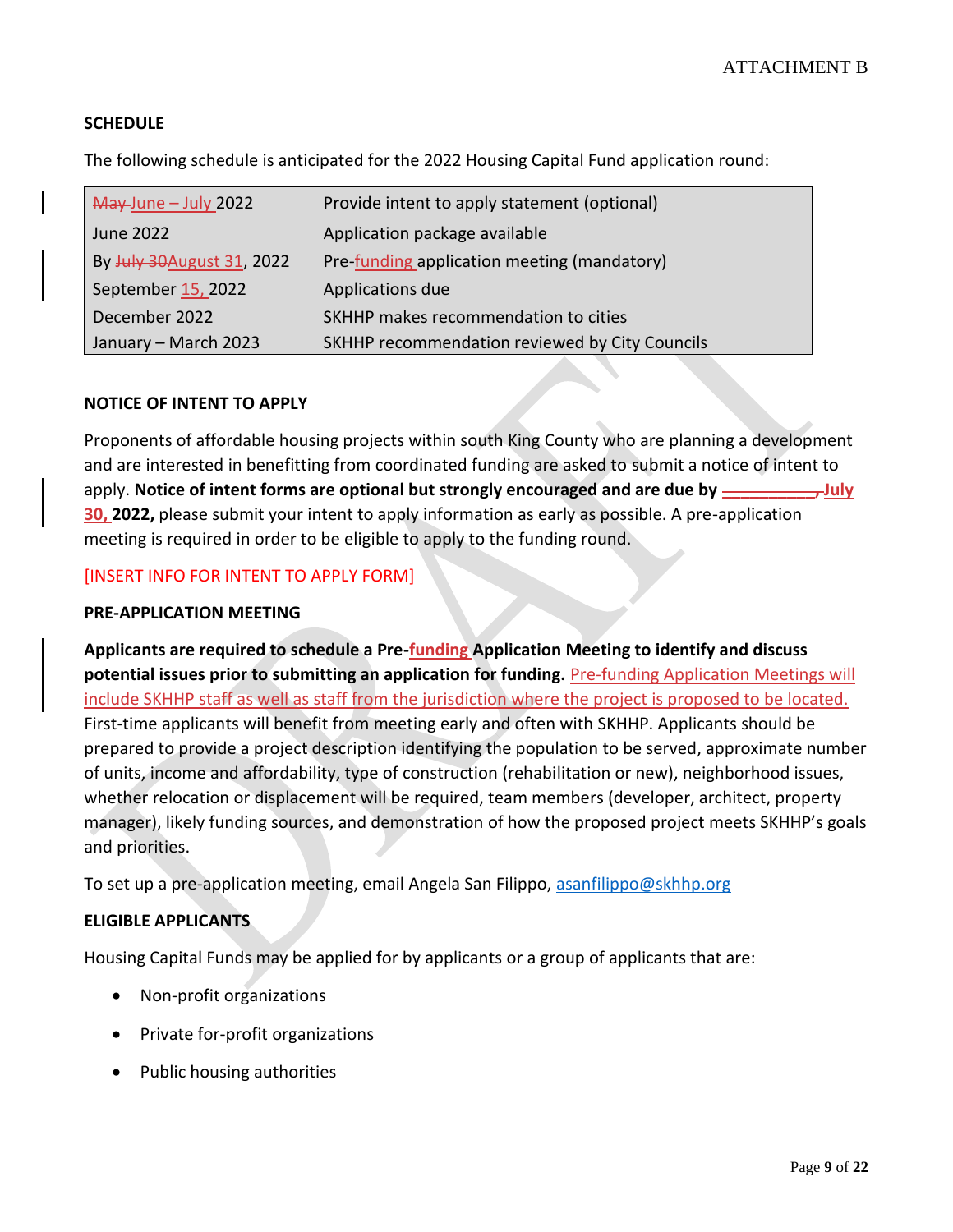## SCHEDULE

The following schedule is anticipated for the 2022 Housing Capital Fund application round:

| | |
|---|---|
| ~~May~~ June – July 2022 | Provide intent to apply statement (optional) |
| June 2022 | Application package available |
| By ~~July 30~~August 31, 2022 | Pre-funding application meeting (mandatory) |
| September 15, 2022 | Applications due |
| December 2022 | SKHHP makes recommendation to cities |
| January – March 2023 | SKHHP recommendation reviewed by City Councils |

## NOTICE OF INTENT TO APPLY

Proponents of affordable housing projects within south King County who are planning a development and are interested in benefitting from coordinated funding are asked to submit a notice of intent to apply. **Notice of intent forms are optional but strongly encouraged and are due by ~~__________,~~ July 30, 2022,** please submit your intent to apply information as early as possible. A pre-application meeting is required in order to be eligible to apply to the funding round.

[INSERT INFO FOR INTENT TO APPLY FORM]

## PRE-APPLICATION MEETING

**Applicants are required to schedule a Pre-funding Application Meeting to identify and discuss potential issues prior to submitting an application for funding.** Pre-funding Application Meetings will include SKHHP staff as well as staff from the jurisdiction where the project is proposed to be located. First-time applicants will benefit from meeting early and often with SKHHP. Applicants should be prepared to provide a project description identifying the population to be served, approximate number of units, income and affordability, type of construction (rehabilitation or new), neighborhood issues, whether relocation or displacement will be required, team members (developer, architect, property manager), likely funding sources, and demonstration of how the proposed project meets SKHHP's goals and priorities.

To set up a pre-application meeting, email Angela San Filippo, asanfilippo@skhhp.org

## ELIGIBLE APPLICANTS

Housing Capital Funds may be applied for by applicants or a group of applicants that are:

- Non-profit organizations
- Private for-profit organizations
- Public housing authorities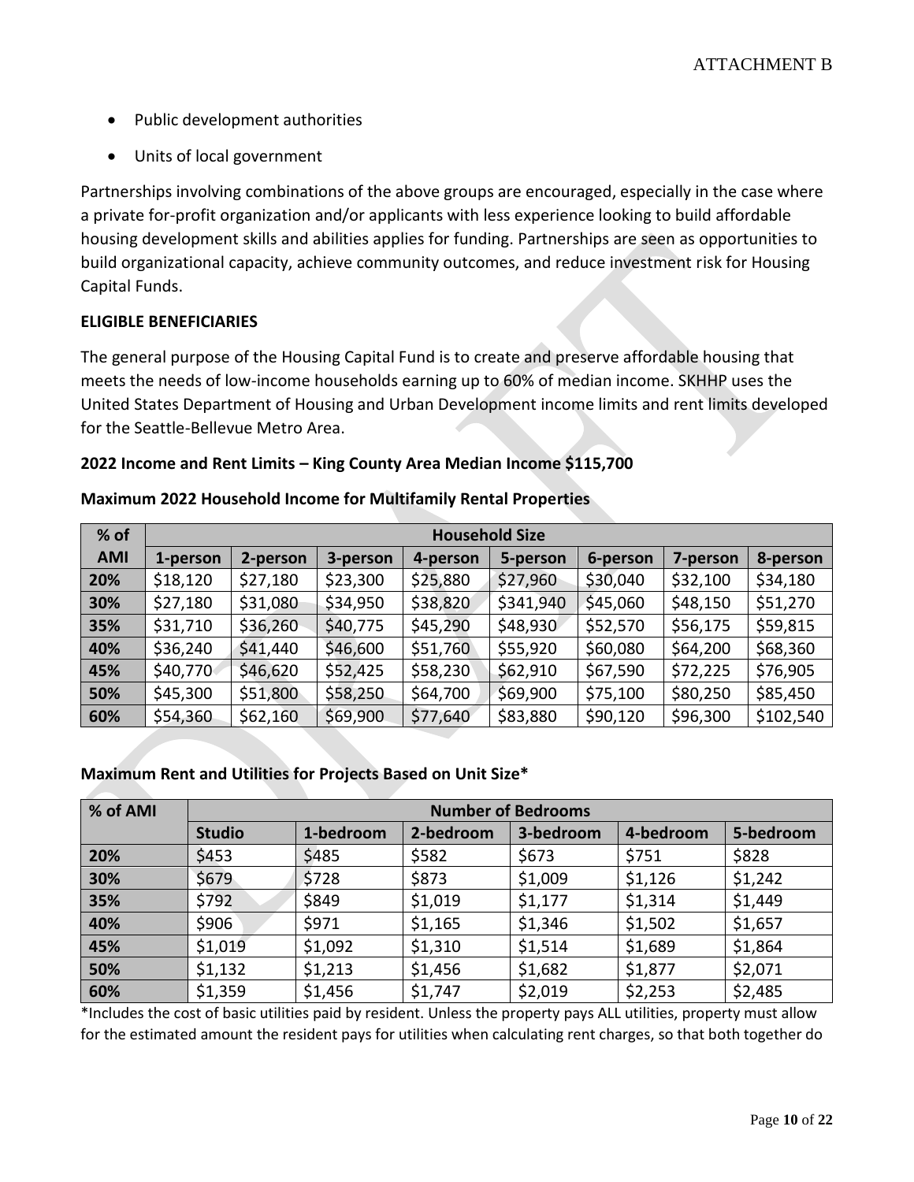- Public development authorities
- Units of local government

Partnerships involving combinations of the above groups are encouraged, especially in the case where a private for-profit organization and/or applicants with less experience looking to build affordable housing development skills and abilities applies for funding. Partnerships are seen as opportunities to build organizational capacity, achieve community outcomes, and reduce investment risk for Housing Capital Funds.

**ELIGIBLE BENEFICIARIES**

The general purpose of the Housing Capital Fund is to create and preserve affordable housing that meets the needs of low-income households earning up to 60% of median income. SKHHP uses the United States Department of Housing and Urban Development income limits and rent limits developed for the Seattle-Bellevue Metro Area.

**2022 Income and Rent Limits – King County Area Median Income $115,700**

**Maximum 2022 Household Income for Multifamily Rental Properties**

| % of AMI | Household Size | | | | | | | |
|---|---|---|---|---|---|---|---|---|
| | 1-person | 2-person | 3-person | 4-person | 5-person | 6-person | 7-person | 8-person |
| **20%** | $18,120 | $27,180 | $23,300 | $25,880 | $27,960 | $30,040 | $32,100 | $34,180 |
| **30%** | $27,180 | $31,080 | $34,950 | $38,820 | $341,940 | $45,060 | $48,150 | $51,270 |
| **35%** | $31,710 | $36,260 | $40,775 | $45,290 | $48,930 | $52,570 | $56,175 | $59,815 |
| **40%** | $36,240 | $41,440 | $46,600 | $51,760 | $55,920 | $60,080 | $64,200 | $68,360 |
| **45%** | $40,770 | $46,620 | $52,425 | $58,230 | $62,910 | $67,590 | $72,225 | $76,905 |
| **50%** | $45,300 | $51,800 | $58,250 | $64,700 | $69,900 | $75,100 | $80,250 | $85,450 |
| **60%** | $54,360 | $62,160 | $69,900 | $77,640 | $83,880 | $90,120 | $96,300 | $102,540 |

**Maximum Rent and Utilities for Projects Based on Unit Size***

| % of AMI | Number of Bedrooms | | | | | |
|---|---|---|---|---|---|---|
| | Studio | 1-bedroom | 2-bedroom | 3-bedroom | 4-bedroom | 5-bedroom |
| **20%** | $453 | $485 | $582 | $673 | $751 | $828 |
| **30%** | $679 | $728 | $873 | $1,009 | $1,126 | $1,242 |
| **35%** | $792 | $849 | $1,019 | $1,177 | $1,314 | $1,449 |
| **40%** | $906 | $971 | $1,165 | $1,346 | $1,502 | $1,657 |
| **45%** | $1,019 | $1,092 | $1,310 | $1,514 | $1,689 | $1,864 |
| **50%** | $1,132 | $1,213 | $1,456 | $1,682 | $1,877 | $2,071 |
| **60%** | $1,359 | $1,456 | $1,747 | $2,019 | $2,253 | $2,485 |

*Includes the cost of basic utilities paid by resident. Unless the property pays ALL utilities, property must allow for the estimated amount the resident pays for utilities when calculating rent charges, so that both together do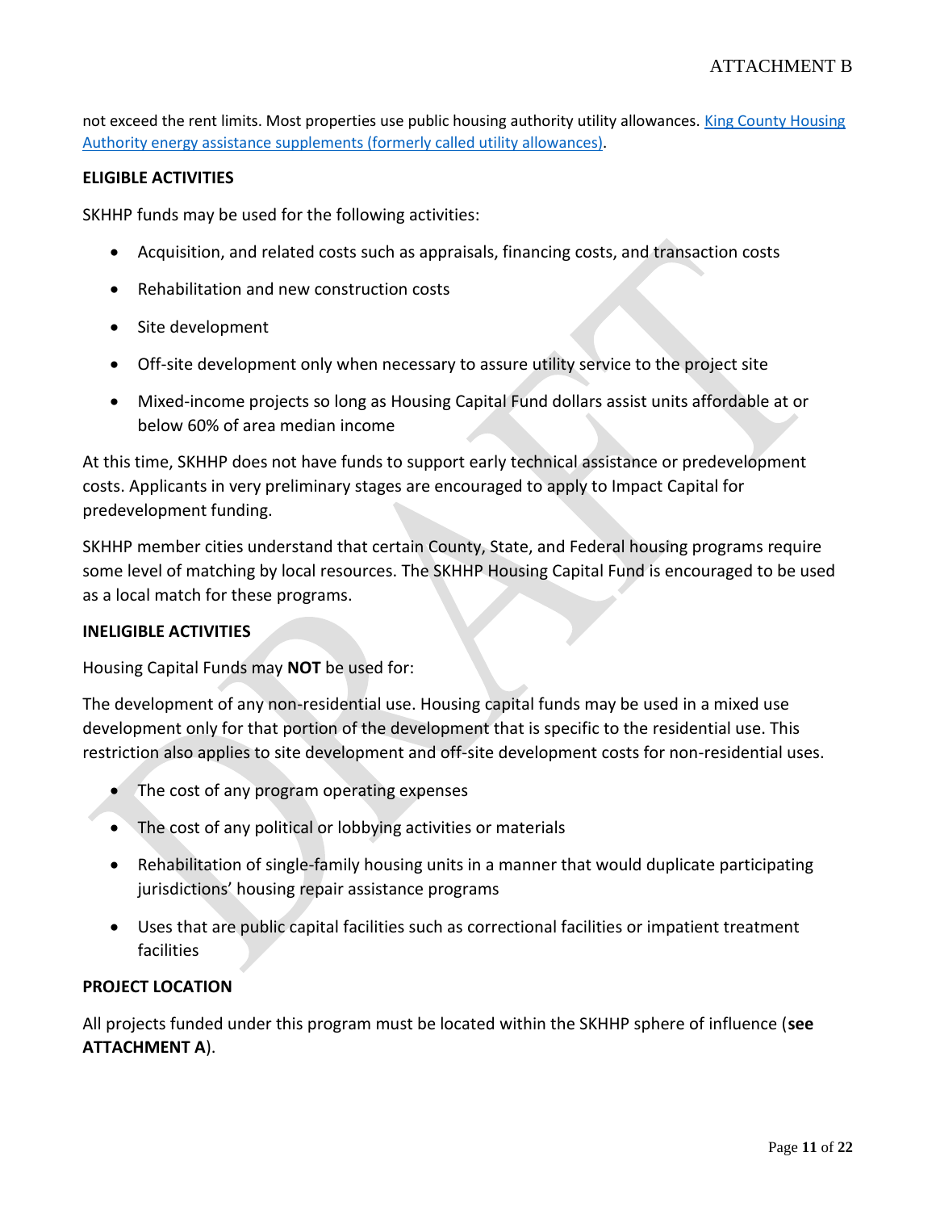not exceed the rent limits. Most properties use public housing authority utility allowances. [King County Housing Authority energy assistance supplements (formerly called utility allowances)](#).

**ELIGIBLE ACTIVITIES**

SKHHP funds may be used for the following activities:

- Acquisition, and related costs such as appraisals, financing costs, and transaction costs
- Rehabilitation and new construction costs
- Site development
- Off-site development only when necessary to assure utility service to the project site
- Mixed-income projects so long as Housing Capital Fund dollars assist units affordable at or below 60% of area median income

At this time, SKHHP does not have funds to support early technical assistance or predevelopment costs. Applicants in very preliminary stages are encouraged to apply to Impact Capital for predevelopment funding.

SKHHP member cities understand that certain County, State, and Federal housing programs require some level of matching by local resources. The SKHHP Housing Capital Fund is encouraged to be used as a local match for these programs.

**INELIGIBLE ACTIVITIES**

Housing Capital Funds may **NOT** be used for:

The development of any non-residential use. Housing capital funds may be used in a mixed use development only for that portion of the development that is specific to the residential use. This restriction also applies to site development and off-site development costs for non-residential uses.

- The cost of any program operating expenses
- The cost of any political or lobbying activities or materials
- Rehabilitation of single-family housing units in a manner that would duplicate participating jurisdictions' housing repair assistance programs
- Uses that are public capital facilities such as correctional facilities or impatient treatment facilities

**PROJECT LOCATION**

All projects funded under this program must be located within the SKHHP sphere of influence (**see ATTACHMENT A**).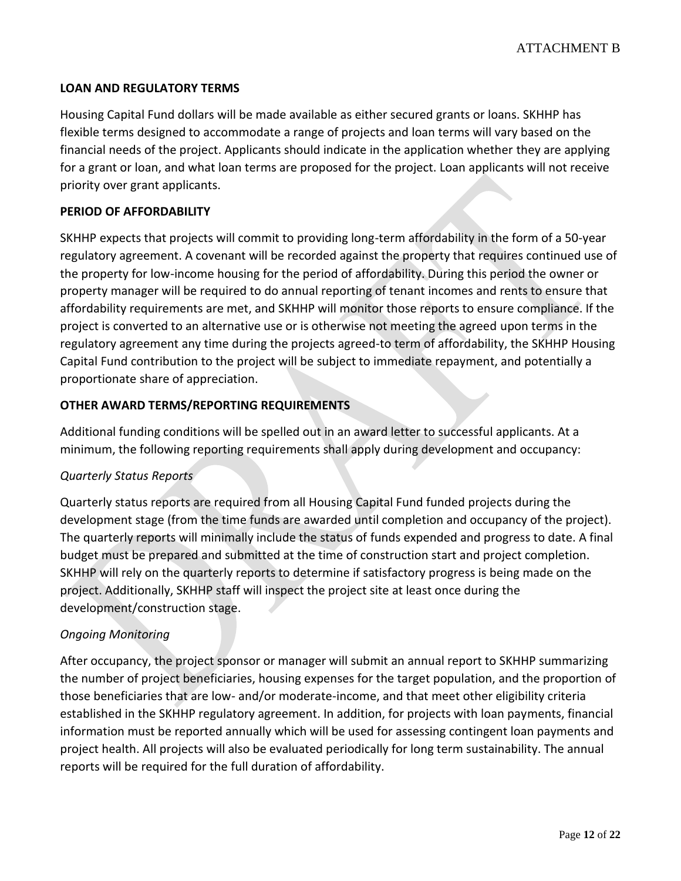## LOAN AND REGULATORY TERMS

Housing Capital Fund dollars will be made available as either secured grants or loans. SKHHP has flexible terms designed to accommodate a range of projects and loan terms will vary based on the financial needs of the project. Applicants should indicate in the application whether they are applying for a grant or loan, and what loan terms are proposed for the project. Loan applicants will not receive priority over grant applicants.

## PERIOD OF AFFORDABILITY

SKHHP expects that projects will commit to providing long-term affordability in the form of a 50-year regulatory agreement. A covenant will be recorded against the property that requires continued use of the property for low-income housing for the period of affordability. During this period the owner or property manager will be required to do annual reporting of tenant incomes and rents to ensure that affordability requirements are met, and SKHHP will monitor those reports to ensure compliance. If the project is converted to an alternative use or is otherwise not meeting the agreed upon terms in the regulatory agreement any time during the projects agreed-to term of affordability, the SKHHP Housing Capital Fund contribution to the project will be subject to immediate repayment, and potentially a proportionate share of appreciation.

## OTHER AWARD TERMS/REPORTING REQUIREMENTS

Additional funding conditions will be spelled out in an award letter to successful applicants. At a minimum, the following reporting requirements shall apply during development and occupancy:

### *Quarterly Status Reports*

Quarterly status reports are required from all Housing Capital Fund funded projects during the development stage (from the time funds are awarded until completion and occupancy of the project). The quarterly reports will minimally include the status of funds expended and progress to date. A final budget must be prepared and submitted at the time of construction start and project completion. SKHHP will rely on the quarterly reports to determine if satisfactory progress is being made on the project. Additionally, SKHHP staff will inspect the project site at least once during the development/construction stage.

### *Ongoing Monitoring*

After occupancy, the project sponsor or manager will submit an annual report to SKHHP summarizing the number of project beneficiaries, housing expenses for the target population, and the proportion of those beneficiaries that are low- and/or moderate-income, and that meet other eligibility criteria established in the SKHHP regulatory agreement. In addition, for projects with loan payments, financial information must be reported annually which will be used for assessing contingent loan payments and project health. All projects will also be evaluated periodically for long term sustainability. The annual reports will be required for the full duration of affordability.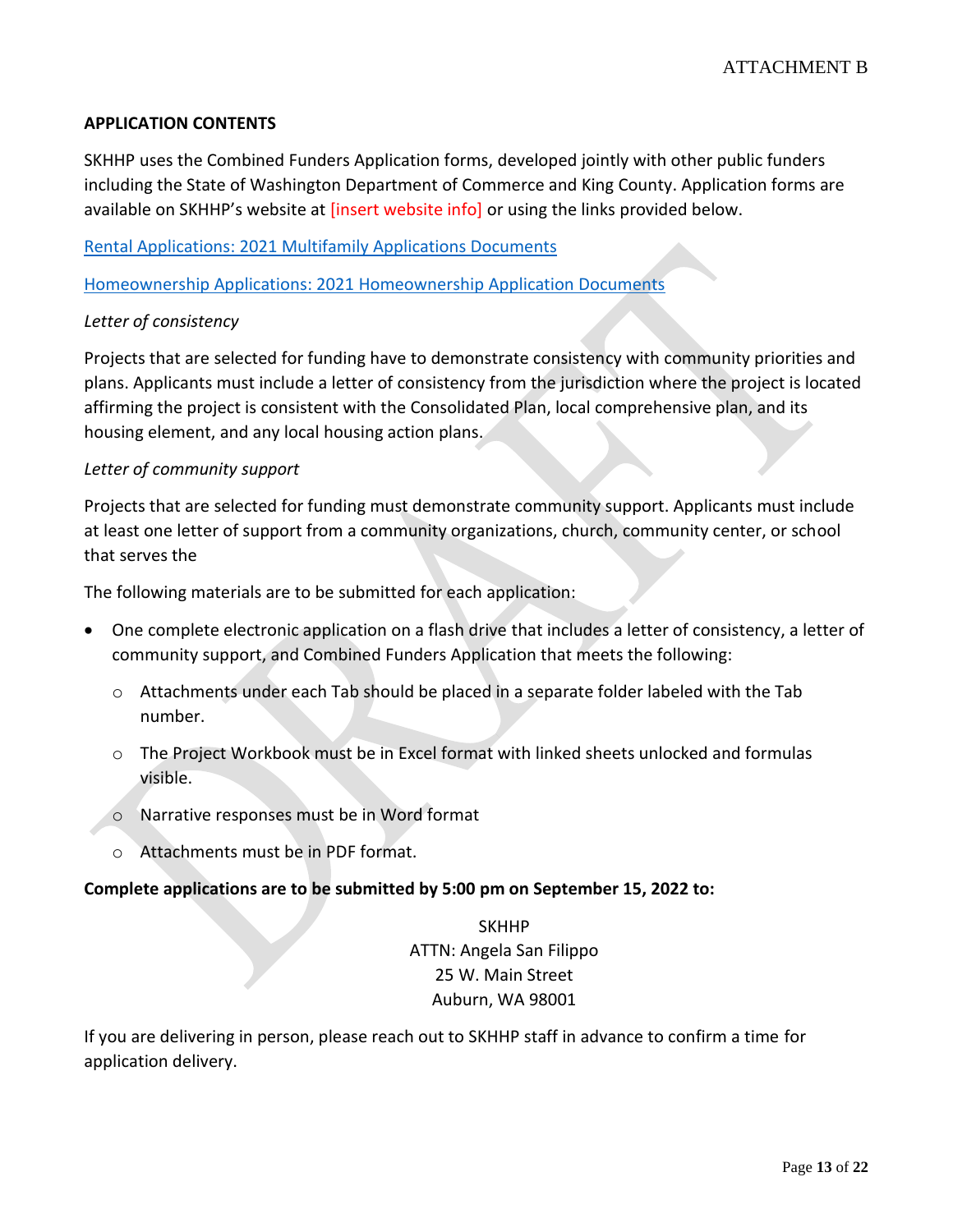ATTACHMENT B

**APPLICATION CONTENTS**

SKHHP uses the Combined Funders Application forms, developed jointly with other public funders including the State of Washington Department of Commerce and King County. Application forms are available on SKHHP's website at [insert website info] or using the links provided below.

Rental Applications: 2021 Multifamily Applications Documents

Homeownership Applications: 2021 Homeownership Application Documents

*Letter of consistency*

Projects that are selected for funding have to demonstrate consistency with community priorities and plans. Applicants must include a letter of consistency from the jurisdiction where the project is located affirming the project is consistent with the Consolidated Plan, local comprehensive plan, and its housing element, and any local housing action plans.

*Letter of community support*

Projects that are selected for funding must demonstrate community support. Applicants must include at least one letter of support from a community organizations, church, community center, or school that serves the

The following materials are to be submitted for each application:

- One complete electronic application on a flash drive that includes a letter of consistency, a letter of community support, and Combined Funders Application that meets the following:
  - Attachments under each Tab should be placed in a separate folder labeled with the Tab number.
  - The Project Workbook must be in Excel format with linked sheets unlocked and formulas visible.
  - Narrative responses must be in Word format
  - Attachments must be in PDF format.

**Complete applications are to be submitted by 5:00 pm on September 15, 2022 to:**

SKHHP
ATTN: Angela San Filippo
25 W. Main Street
Auburn, WA 98001

If you are delivering in person, please reach out to SKHHP staff in advance to confirm a time for application delivery.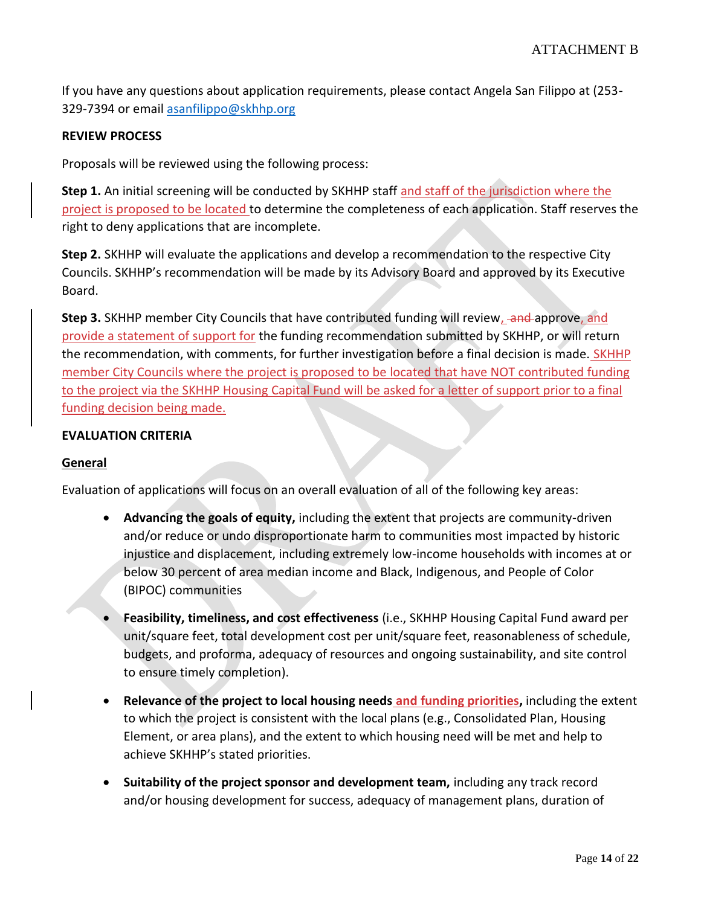If you have any questions about application requirements, please contact Angela San Filippo at (253-329-7394 or email asanfilippo@skhhp.org

**REVIEW PROCESS**

Proposals will be reviewed using the following process:

**Step 1.** An initial screening will be conducted by SKHHP staff and staff of the jurisdiction where the project is proposed to be located to determine the completeness of each application. Staff reserves the right to deny applications that are incomplete.

**Step 2.** SKHHP will evaluate the applications and develop a recommendation to the respective City Councils. SKHHP's recommendation will be made by its Advisory Board and approved by its Executive Board.

**Step 3.** SKHHP member City Councils that have contributed funding will review, ~~and~~ approve, and provide a statement of support for the funding recommendation submitted by SKHHP, or will return the recommendation, with comments, for further investigation before a final decision is made. SKHHP member City Councils where the project is proposed to be located that have NOT contributed funding to the project via the SKHHP Housing Capital Fund will be asked for a letter of support prior to a final funding decision being made.

**EVALUATION CRITERIA**

**General**

Evaluation of applications will focus on an overall evaluation of all of the following key areas:

- **Advancing the goals of equity,** including the extent that projects are community-driven and/or reduce or undo disproportionate harm to communities most impacted by historic injustice and displacement, including extremely low-income households with incomes at or below 30 percent of area median income and Black, Indigenous, and People of Color (BIPOC) communities
- **Feasibility, timeliness, and cost effectiveness** (i.e., SKHHP Housing Capital Fund award per unit/square feet, total development cost per unit/square feet, reasonableness of schedule, budgets, and proforma, adequacy of resources and ongoing sustainability, and site control to ensure timely completion).
- **Relevance of the project to local housing needs and funding priorities,** including the extent to which the project is consistent with the local plans (e.g., Consolidated Plan, Housing Element, or area plans), and the extent to which housing need will be met and help to achieve SKHHP's stated priorities.
- **Suitability of the project sponsor and development team,** including any track record and/or housing development for success, adequacy of management plans, duration of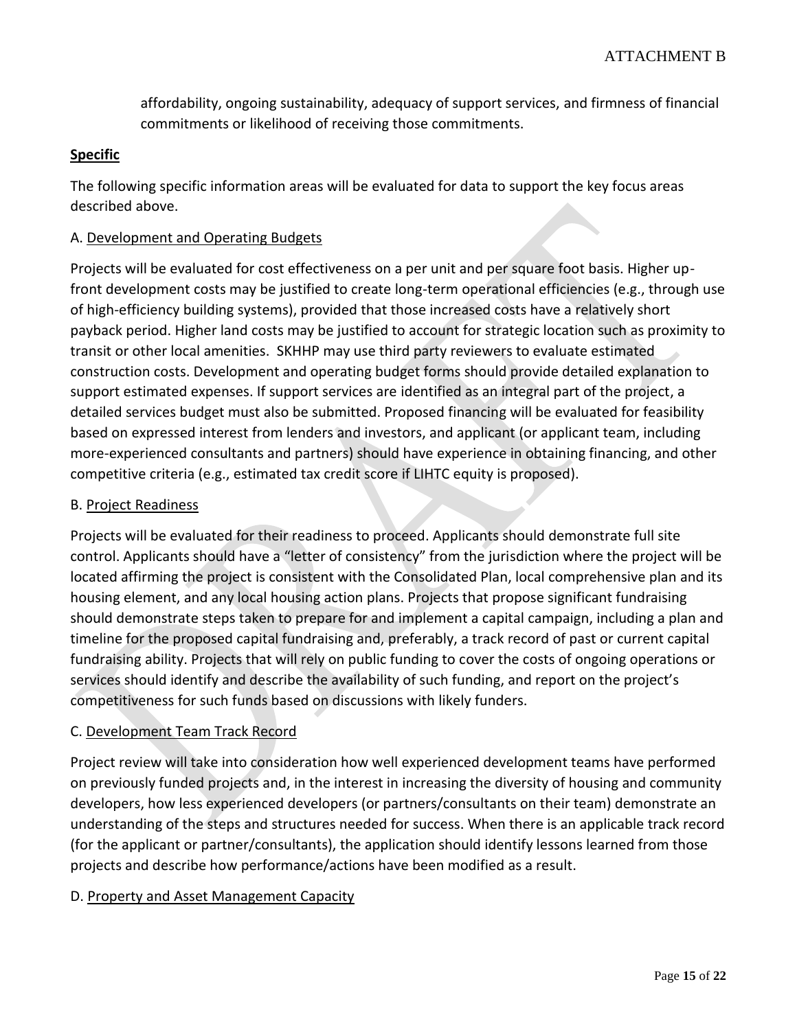affordability, ongoing sustainability, adequacy of support services, and firmness of financial commitments or likelihood of receiving those commitments.

**Specific**

The following specific information areas will be evaluated for data to support the key focus areas described above.

A. Development and Operating Budgets

Projects will be evaluated for cost effectiveness on a per unit and per square foot basis. Higher up-front development costs may be justified to create long-term operational efficiencies (e.g., through use of high-efficiency building systems), provided that those increased costs have a relatively short payback period. Higher land costs may be justified to account for strategic location such as proximity to transit or other local amenities. SKHHP may use third party reviewers to evaluate estimated construction costs. Development and operating budget forms should provide detailed explanation to support estimated expenses. If support services are identified as an integral part of the project, a detailed services budget must also be submitted. Proposed financing will be evaluated for feasibility based on expressed interest from lenders and investors, and applicant (or applicant team, including more-experienced consultants and partners) should have experience in obtaining financing, and other competitive criteria (e.g., estimated tax credit score if LIHTC equity is proposed).

B. Project Readiness

Projects will be evaluated for their readiness to proceed. Applicants should demonstrate full site control. Applicants should have a "letter of consistency" from the jurisdiction where the project will be located affirming the project is consistent with the Consolidated Plan, local comprehensive plan and its housing element, and any local housing action plans. Projects that propose significant fundraising should demonstrate steps taken to prepare for and implement a capital campaign, including a plan and timeline for the proposed capital fundraising and, preferably, a track record of past or current capital fundraising ability. Projects that will rely on public funding to cover the costs of ongoing operations or services should identify and describe the availability of such funding, and report on the project's competitiveness for such funds based on discussions with likely funders.

C. Development Team Track Record

Project review will take into consideration how well experienced development teams have performed on previously funded projects and, in the interest in increasing the diversity of housing and community developers, how less experienced developers (or partners/consultants on their team) demonstrate an understanding of the steps and structures needed for success. When there is an applicable track record (for the applicant or partner/consultants), the application should identify lessons learned from those projects and describe how performance/actions have been modified as a result.

D. Property and Asset Management Capacity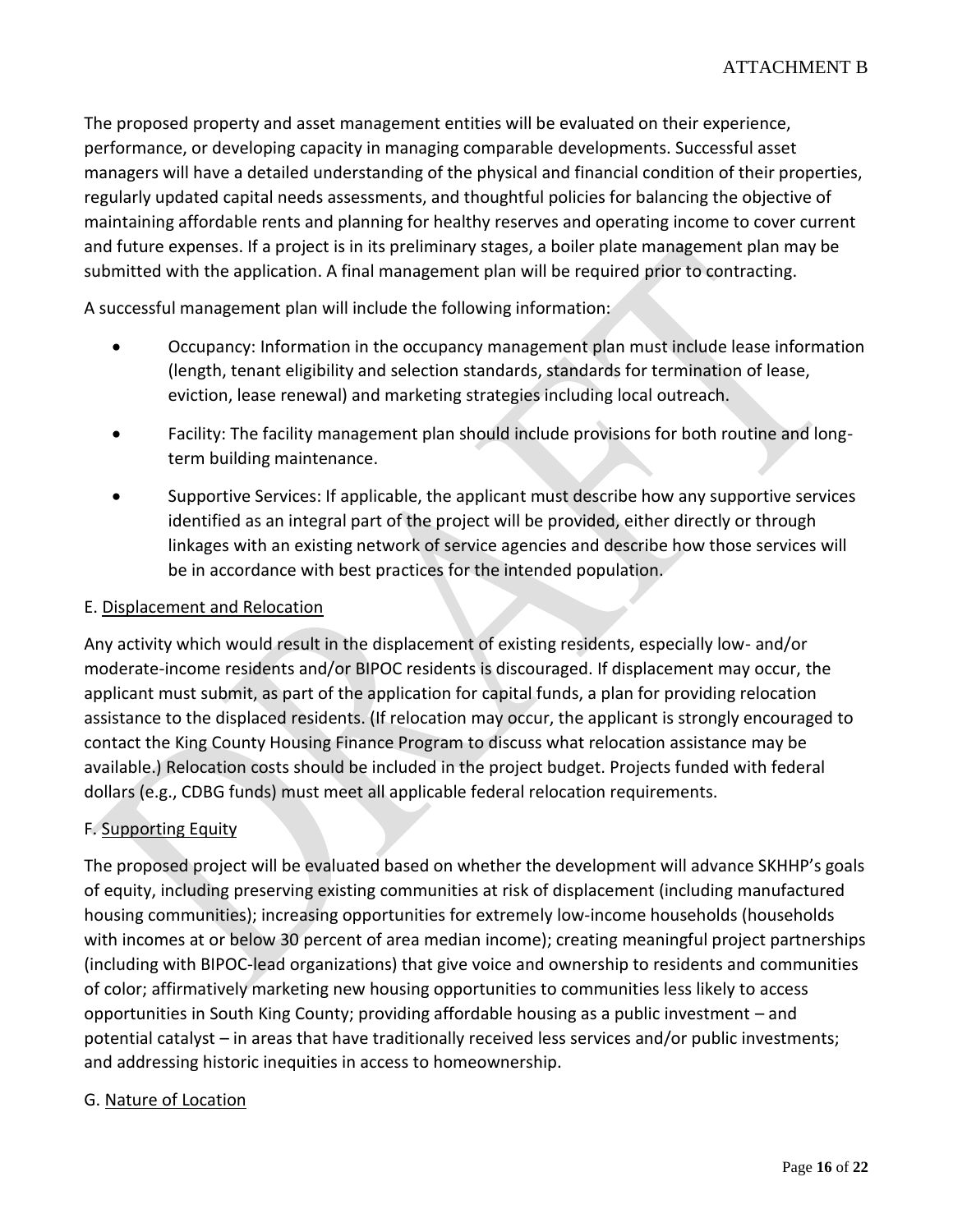The proposed property and asset management entities will be evaluated on their experience, performance, or developing capacity in managing comparable developments. Successful asset managers will have a detailed understanding of the physical and financial condition of their properties, regularly updated capital needs assessments, and thoughtful policies for balancing the objective of maintaining affordable rents and planning for healthy reserves and operating income to cover current and future expenses. If a project is in its preliminary stages, a boiler plate management plan may be submitted with the application. A final management plan will be required prior to contracting.

A successful management plan will include the following information:

- Occupancy: Information in the occupancy management plan must include lease information (length, tenant eligibility and selection standards, standards for termination of lease, eviction, lease renewal) and marketing strategies including local outreach.
- Facility: The facility management plan should include provisions for both routine and long-term building maintenance.
- Supportive Services: If applicable, the applicant must describe how any supportive services identified as an integral part of the project will be provided, either directly or through linkages with an existing network of service agencies and describe how those services will be in accordance with best practices for the intended population.

E. <u>Displacement and Relocation</u>

Any activity which would result in the displacement of existing residents, especially low- and/or moderate-income residents and/or BIPOC residents is discouraged. If displacement may occur, the applicant must submit, as part of the application for capital funds, a plan for providing relocation assistance to the displaced residents. (If relocation may occur, the applicant is strongly encouraged to contact the King County Housing Finance Program to discuss what relocation assistance may be available.) Relocation costs should be included in the project budget. Projects funded with federal dollars (e.g., CDBG funds) must meet all applicable federal relocation requirements.

F. <u>Supporting Equity</u>

The proposed project will be evaluated based on whether the development will advance SKHHP's goals of equity, including preserving existing communities at risk of displacement (including manufactured housing communities); increasing opportunities for extremely low-income households (households with incomes at or below 30 percent of area median income); creating meaningful project partnerships (including with BIPOC-lead organizations) that give voice and ownership to residents and communities of color; affirmatively marketing new housing opportunities to communities less likely to access opportunities in South King County; providing affordable housing as a public investment – and potential catalyst – in areas that have traditionally received less services and/or public investments; and addressing historic inequities in access to homeownership.

G. <u>Nature of Location</u>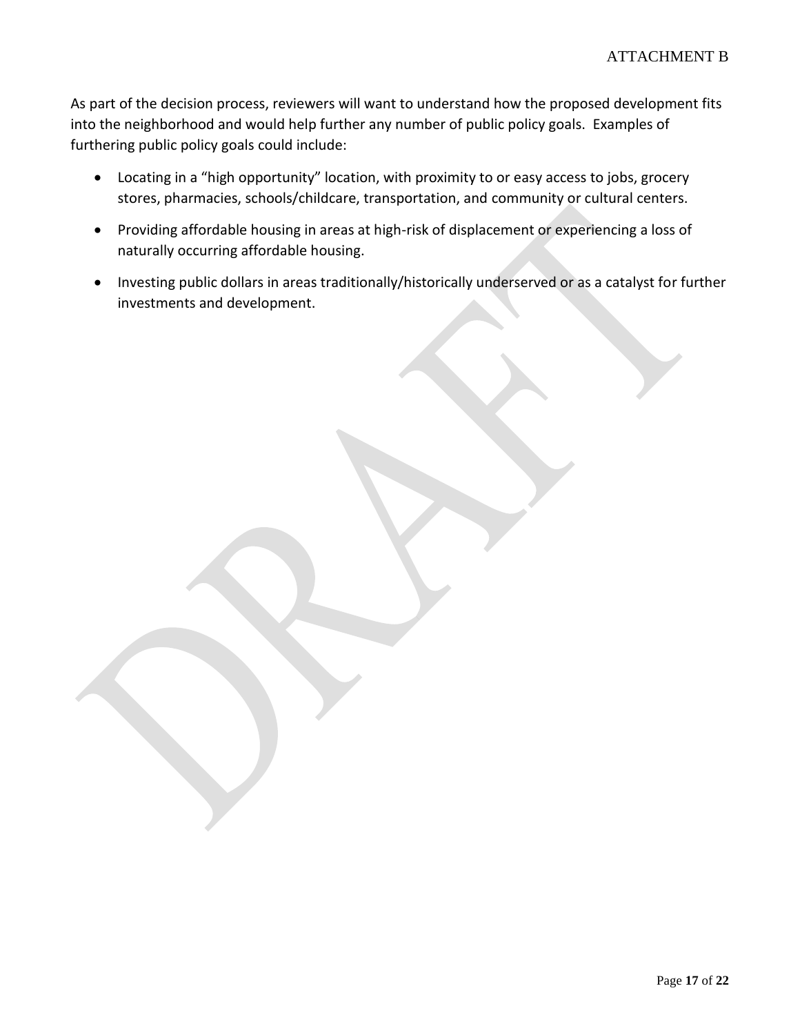As part of the decision process, reviewers will want to understand how the proposed development fits into the neighborhood and would help further any number of public policy goals. Examples of furthering public policy goals could include:

- Locating in a "high opportunity" location, with proximity to or easy access to jobs, grocery stores, pharmacies, schools/childcare, transportation, and community or cultural centers.
- Providing affordable housing in areas at high-risk of displacement or experiencing a loss of naturally occurring affordable housing.
- Investing public dollars in areas traditionally/historically underserved or as a catalyst for further investments and development.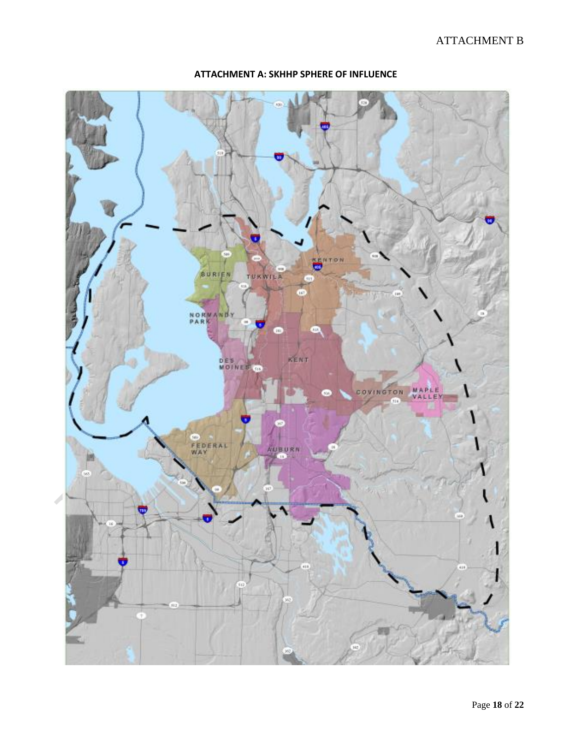ATTACHMENT B

**ATTACHMENT A: SKHHP SPHERE OF INFLUENCE**

BURIEN

TUKWILA

RENTON

NORMANDY PARK

DES MOINES

KENT

COVINGTON

MAPLE VALLEY

FEDERAL WAY

AUBURN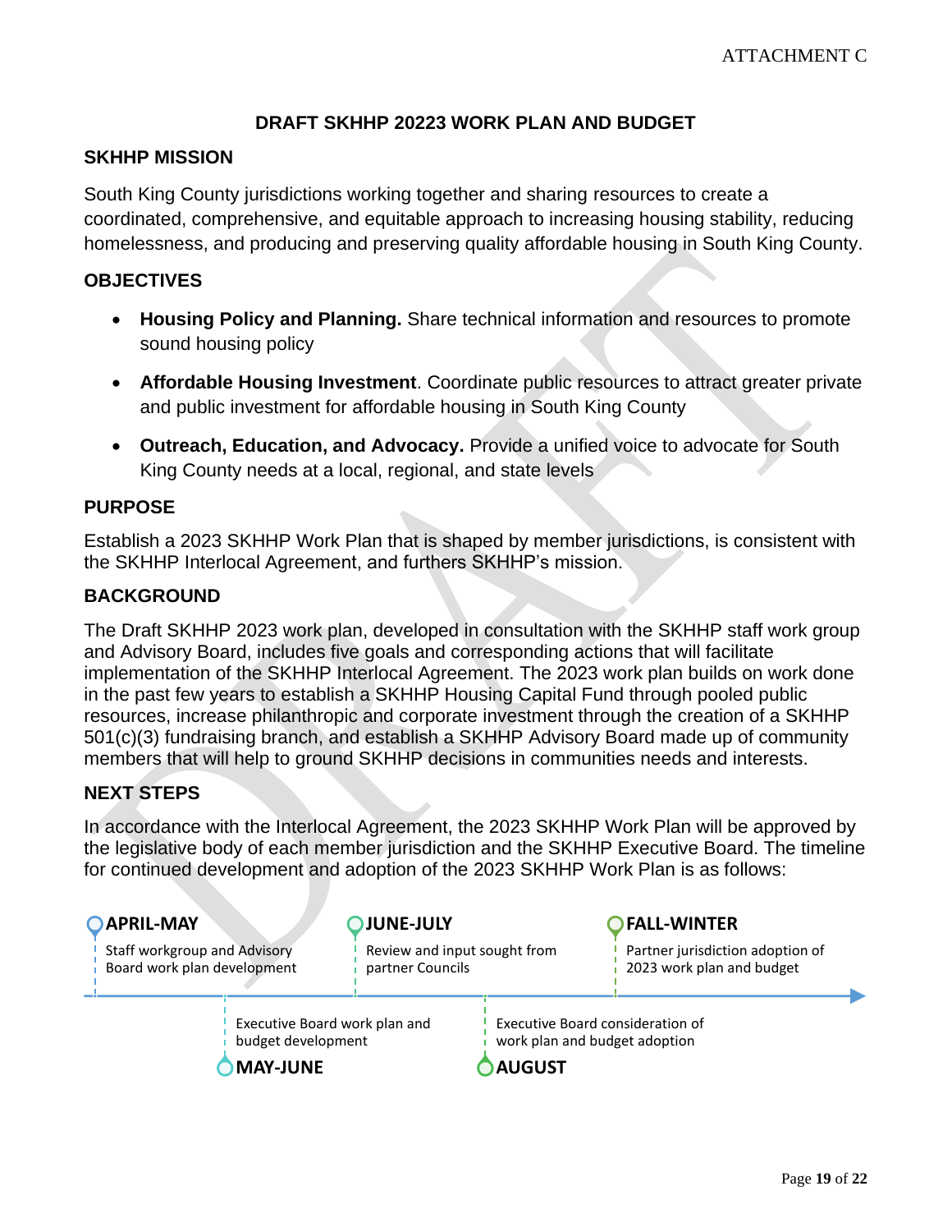ATTACHMENT C

# DRAFT SKHHP 20223 WORK PLAN AND BUDGET

## SKHHP MISSION

South King County jurisdictions working together and sharing resources to create a coordinated, comprehensive, and equitable approach to increasing housing stability, reducing homelessness, and producing and preserving quality affordable housing in South King County.

## OBJECTIVES

- **Housing Policy and Planning.** Share technical information and resources to promote sound housing policy
- **Affordable Housing Investment**. Coordinate public resources to attract greater private and public investment for affordable housing in South King County
- **Outreach, Education, and Advocacy.** Provide a unified voice to advocate for South King County needs at a local, regional, and state levels

## PURPOSE

Establish a 2023 SKHHP Work Plan that is shaped by member jurisdictions, is consistent with the SKHHP Interlocal Agreement, and furthers SKHHP's mission.

## BACKGROUND

The Draft SKHHP 2023 work plan, developed in consultation with the SKHHP staff work group and Advisory Board, includes five goals and corresponding actions that will facilitate implementation of the SKHHP Interlocal Agreement. The 2023 work plan builds on work done in the past few years to establish a SKHHP Housing Capital Fund through pooled public resources, increase philanthropic and corporate investment through the creation of a SKHHP 501(c)(3) fundraising branch, and establish a SKHHP Advisory Board made up of community members that will help to ground SKHHP decisions in communities needs and interests.

## NEXT STEPS

In accordance with the Interlocal Agreement, the 2023 SKHHP Work Plan will be approved by the legislative body of each member jurisdiction and the SKHHP Executive Board. The timeline for continued development and adoption of the 2023 SKHHP Work Plan is as follows:

- **APRIL-MAY**: Staff workgroup and Advisory Board work plan development
- **MAY-JUNE**: Executive Board work plan and budget development
- **JUNE-JULY**: Review and input sought from partner Councils
- **AUGUST**: Executive Board consideration of work plan and budget adoption
- **FALL-WINTER**: Partner jurisdiction adoption of 2023 work plan and budget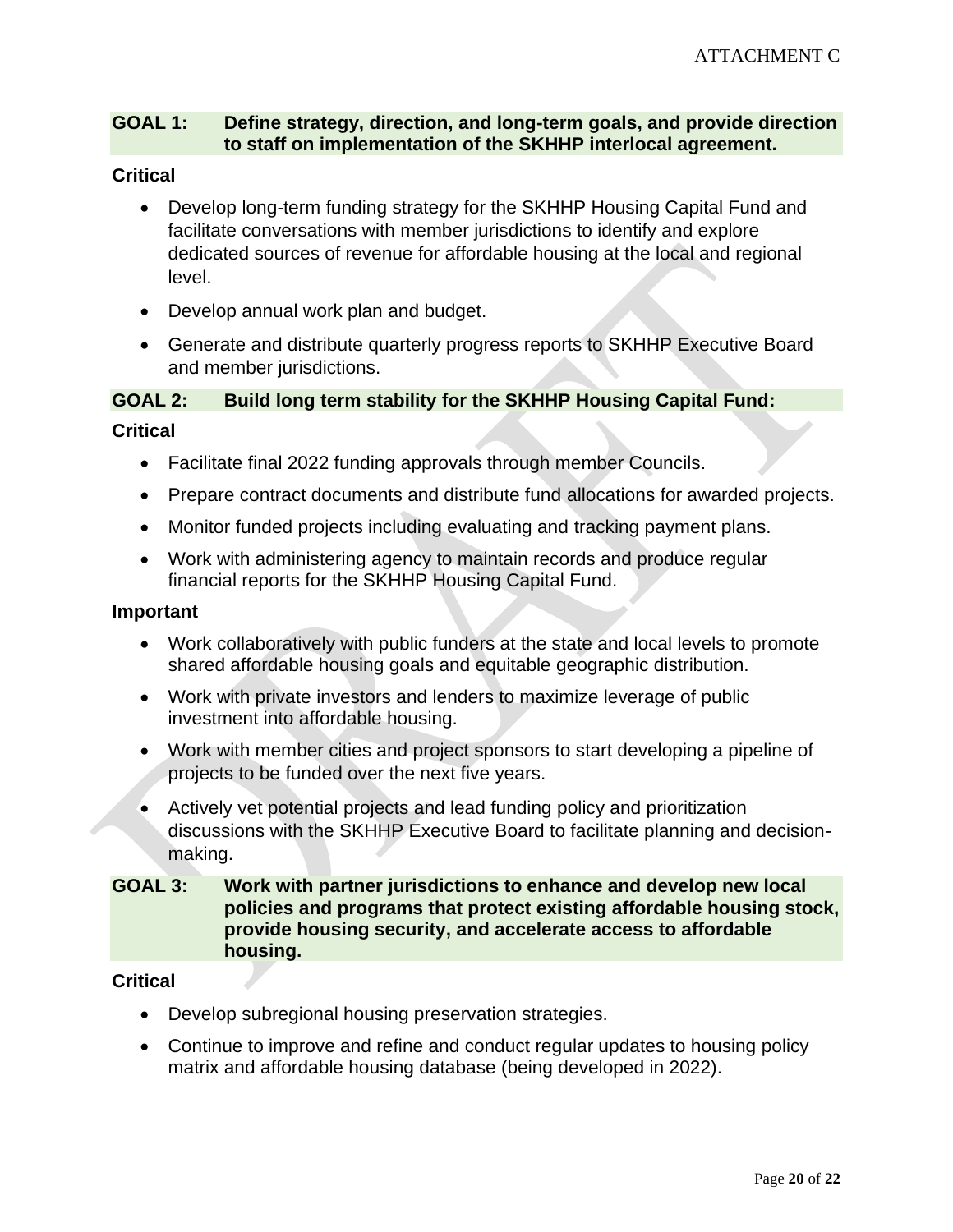## GOAL 1: Define strategy, direction, and long-term goals, and provide direction to staff on implementation of the SKHHP interlocal agreement.

**Critical**

- Develop long-term funding strategy for the SKHHP Housing Capital Fund and facilitate conversations with member jurisdictions to identify and explore dedicated sources of revenue for affordable housing at the local and regional level.
- Develop annual work plan and budget.
- Generate and distribute quarterly progress reports to SKHHP Executive Board and member jurisdictions.

## GOAL 2: Build long term stability for the SKHHP Housing Capital Fund:

**Critical**

- Facilitate final 2022 funding approvals through member Councils.
- Prepare contract documents and distribute fund allocations for awarded projects.
- Monitor funded projects including evaluating and tracking payment plans.
- Work with administering agency to maintain records and produce regular financial reports for the SKHHP Housing Capital Fund.

**Important**

- Work collaboratively with public funders at the state and local levels to promote shared affordable housing goals and equitable geographic distribution.
- Work with private investors and lenders to maximize leverage of public investment into affordable housing.
- Work with member cities and project sponsors to start developing a pipeline of projects to be funded over the next five years.
- Actively vet potential projects and lead funding policy and prioritization discussions with the SKHHP Executive Board to facilitate planning and decision-making.

## GOAL 3: Work with partner jurisdictions to enhance and develop new local policies and programs that protect existing affordable housing stock, provide housing security, and accelerate access to affordable housing.

**Critical**

- Develop subregional housing preservation strategies.
- Continue to improve and refine and conduct regular updates to housing policy matrix and affordable housing database (being developed in 2022).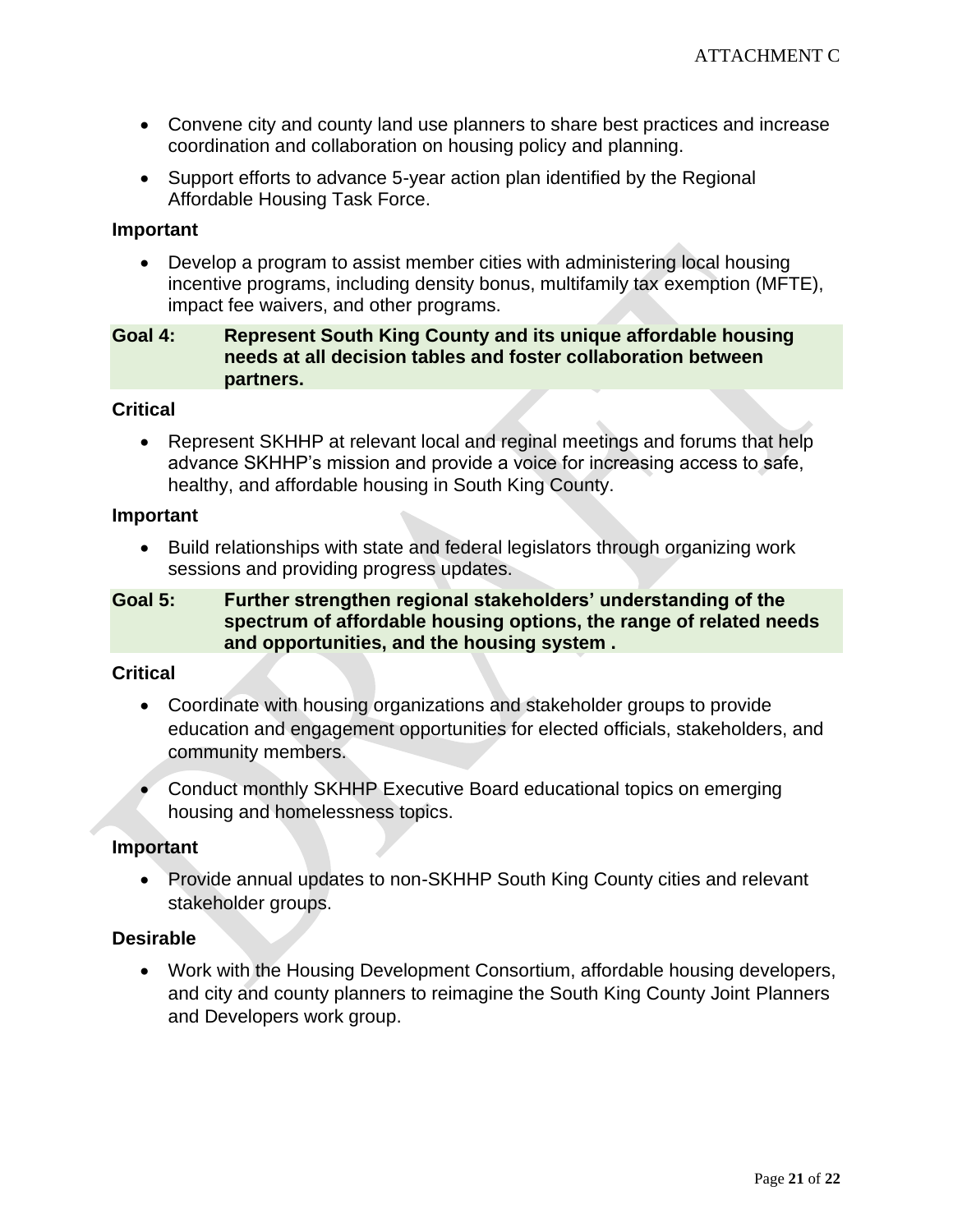- Convene city and county land use planners to share best practices and increase coordination and collaboration on housing policy and planning.
- Support efforts to advance 5-year action plan identified by the Regional Affordable Housing Task Force.

**Important**

- Develop a program to assist member cities with administering local housing incentive programs, including density bonus, multifamily tax exemption (MFTE), impact fee waivers, and other programs.

| **Goal 4:** | **Represent South King County and its unique affordable housing needs at all decision tables and foster collaboration between partners.** |
|---|---|

**Critical**

- Represent SKHHP at relevant local and reginal meetings and forums that help advance SKHHP's mission and provide a voice for increasing access to safe, healthy, and affordable housing in South King County.

**Important**

- Build relationships with state and federal legislators through organizing work sessions and providing progress updates.

| **Goal 5:** | **Further strengthen regional stakeholders' understanding of the spectrum of affordable housing options, the range of related needs and opportunities, and the housing system .** |
|---|---|

**Critical**

- Coordinate with housing organizations and stakeholder groups to provide education and engagement opportunities for elected officials, stakeholders, and community members.
- Conduct monthly SKHHP Executive Board educational topics on emerging housing and homelessness topics.

**Important**

- Provide annual updates to non-SKHHP South King County cities and relevant stakeholder groups.

**Desirable**

- Work with the Housing Development Consortium, affordable housing developers, and city and county planners to reimagine the South King County Joint Planners and Developers work group.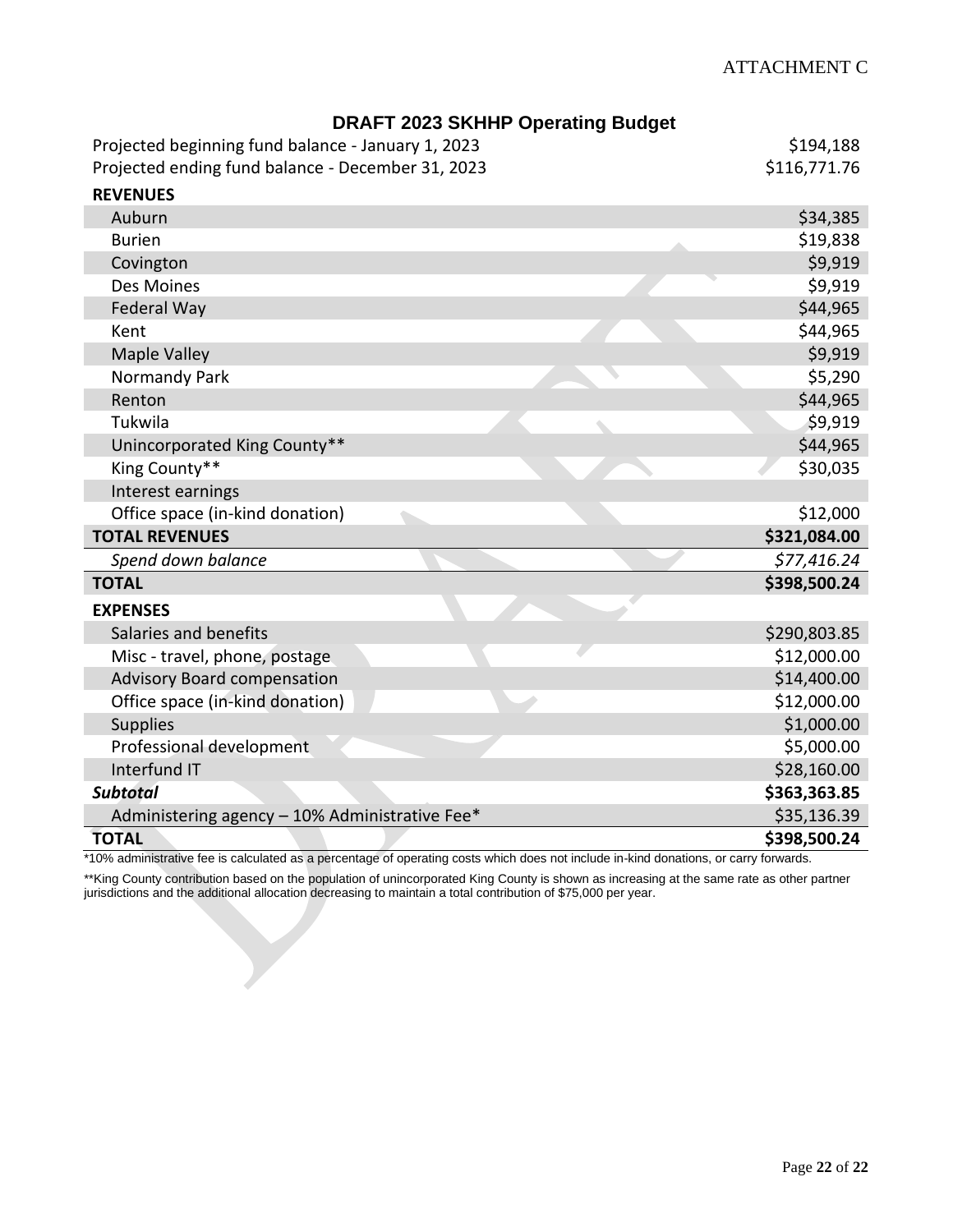ATTACHMENT C

## DRAFT 2023 SKHHP Operating Budget

| | |
|---|---|
| Projected beginning fund balance - January 1, 2023 | $194,188 |
| Projected ending fund balance - December 31, 2023 | $116,771.76 |
| **REVENUES** | |
| Auburn | $34,385 |
| Burien | $19,838 |
| Covington | $9,919 |
| Des Moines | $9,919 |
| Federal Way | $44,965 |
| Kent | $44,965 |
| Maple Valley | $9,919 |
| Normandy Park | $5,290 |
| Renton | $44,965 |
| Tukwila | $9,919 |
| Unincorporated King County** | $44,965 |
| King County** | $30,035 |
| Interest earnings | |
| Office space (in-kind donation) | $12,000 |
| **TOTAL REVENUES** | **$321,084.00** |
| *Spend down balance* | *$77,416.24* |
| **TOTAL** | **$398,500.24** |
| **EXPENSES** | |
| Salaries and benefits | $290,803.85 |
| Misc - travel, phone, postage | $12,000.00 |
| Advisory Board compensation | $14,400.00 |
| Office space (in-kind donation) | $12,000.00 |
| Supplies | $1,000.00 |
| Professional development | $5,000.00 |
| Interfund IT | $28,160.00 |
| ***Subtotal*** | **$363,363.85** |
| Administering agency – 10% Administrative Fee* | $35,136.39 |
| **TOTAL** | **$398,500.24** |

*10% administrative fee is calculated as a percentage of operating costs which does not include in-kind donations, or carry forwards.

**King County contribution based on the population of unincorporated King County is shown as increasing at the same rate as other partner jurisdictions and the additional allocation decreasing to maintain a total contribution of $75,000 per year.